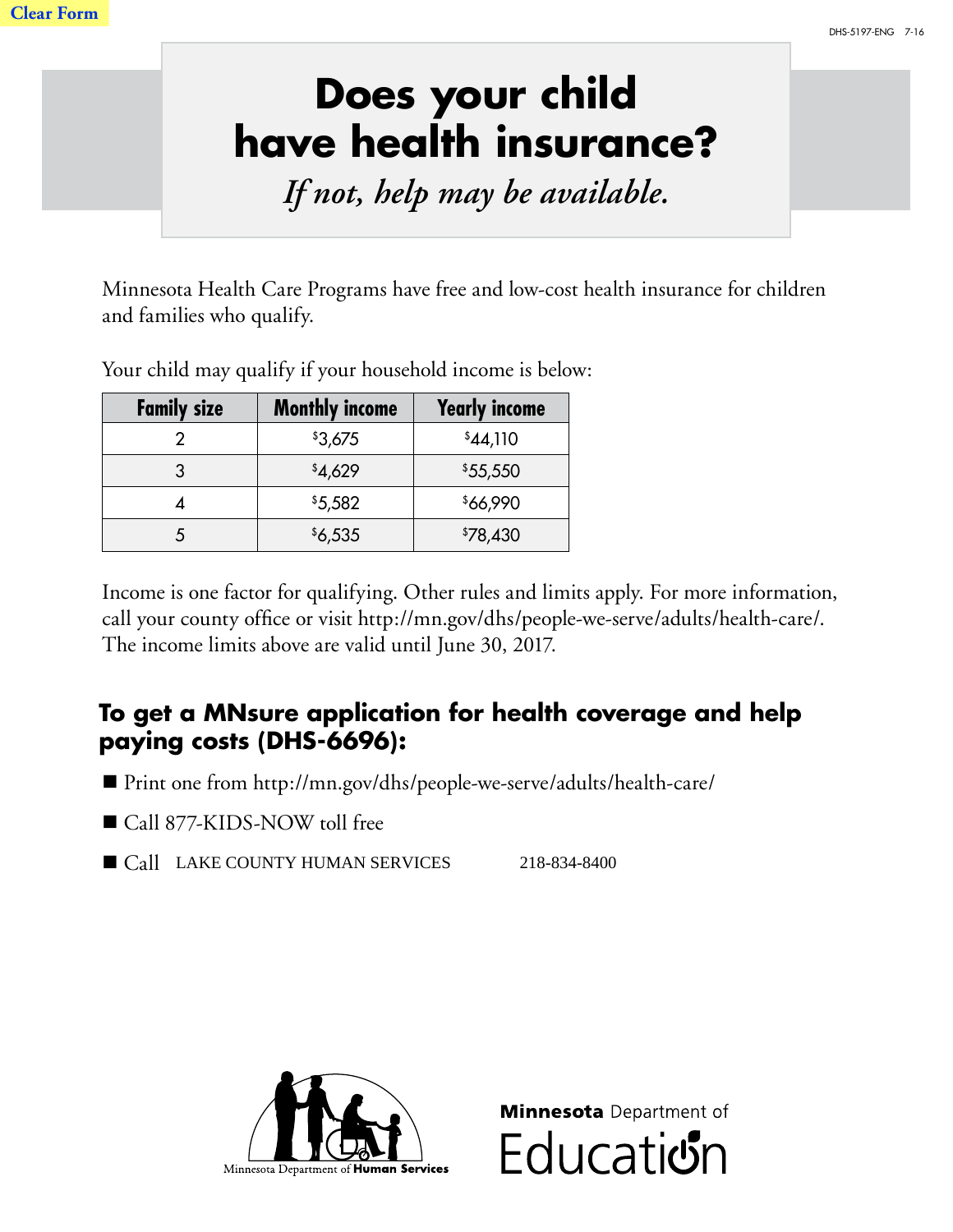Clear Form

# Does your child have health insurance?

*If not, help may be available.*

Minnesota Health Care Programs have free and low-cost health insurance for children and families who qualify.

Your child may qualify if your household income is below:

| Family size | Monthly income | Yearly income |
|---|---|---|
| 2 | $3,675 | $44,110 |
| 3 | $4,629 | $55,550 |
| 4 | $5,582 | $66,990 |
| 5 | $6,535 | $78,430 |

Income is one factor for qualifying. Other rules and limits apply. For more information, call your county office or visit http://mn.gov/dhs/people-we-serve/adults/health-care/. The income limits above are valid until June 30, 2017.

## To get a MNsure application for health coverage and help paying costs (DHS-6696):

- Print one from http://mn.gov/dhs/people-we-serve/adults/health-care/
- Call 877-KIDS-NOW toll free
- Call LAKE COUNTY HUMAN SERVICES 218-834-8400

Minnesota Department of **Human Services**

**Minnesota** Department of Education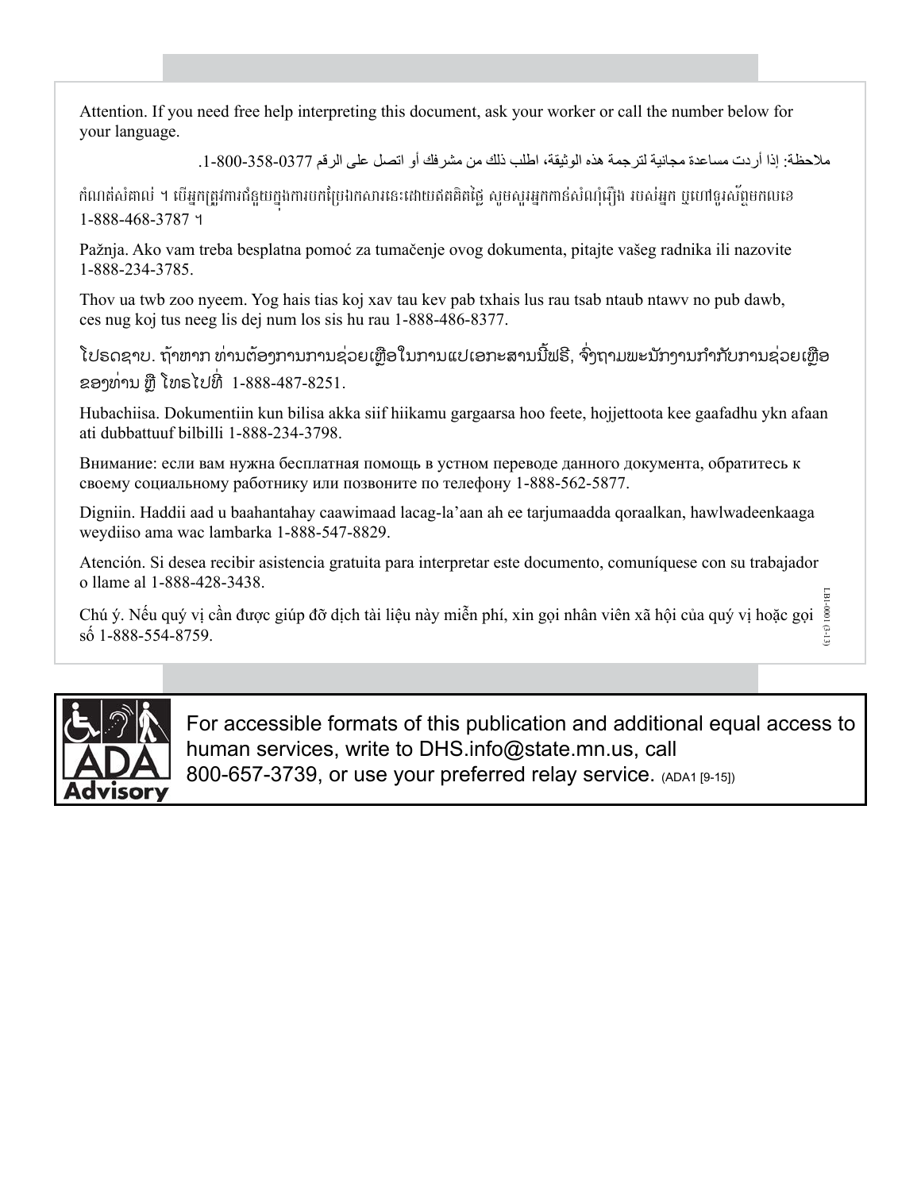Attention. If you need free help interpreting this document, ask your worker or call the number below for your language.

ملاحظة: إذا أردت مساعدة مجانية لترجمة هذه الوثيقة، اطلب ذلك من مشرفك أو اتصل على الرقم 1-800-358-0377.

កំណត់សំគាល់ ។ បើអ្នកត្រូវការជំនួយក្នុងការបកប្រែឯកសារនេះដោយឥតគិតថ្លៃ សូមសួរអ្នកកាន់សំណុំរឿង របស់អ្នក ឬហៅទូរស័ព្ទមកលេខ 1-888-468-3787 ។

Pažnja. Ako vam treba besplatna pomoć za tumačenje ovog dokumenta, pitajte vašeg radnika ili nazovite 1-888-234-3785.

Thov ua twb zoo nyeem. Yog hais tias koj xav tau kev pab txhais lus rau tsab ntaub ntawv no pub dawb, ces nug koj tus neeg lis dej num los sis hu rau 1-888-486-8377.

ໂປຣດຊາບ. ຖ້າຫາກ ທ່ານຕ້ອງການການຊ່ວຍເຫຼືອໃນການແປເອກະສານນີ້ຟຣີ, ຈົ່ງຖາມພະນັກງານກຳກັບການຊ່ວຍເຫຼືອຂອງທ່ານ ຫຼື ໂທຣໄປທີ່ 1-888-487-8251.

Hubachiisa. Dokumentiin kun bilisa akka siif hiikamu gargaarsa hoo feete, hojjettoota kee gaafadhu ykn afaan ati dubbattuuf bilbilli 1-888-234-3798.

Внимание: если вам нужна бесплатная помощь в устном переводе данного документа, обратитесь к своему социальному работнику или позвоните по телефону 1-888-562-5877.

Digniin. Haddii aad u baahantahay caawimaad lacag-la'aan ah ee tarjumaadda qoraalkan, hawlwadeenkaaga weydiiso ama wac lambarka 1-888-547-8829.

Atención. Si desea recibir asistencia gratuita para interpretar este documento, comuníquese con su trabajador o llame al 1-888-428-3438.

Chú ý. Nếu quý vị cần được giúp đỡ dịch tài liệu này miễn phí, xin gọi nhân viên xã hội của quý vị hoặc gọi số 1-888-554-8759.

LB1-0001 (3-13)

ADA Advisory

For accessible formats of this publication and additional equal access to human services, write to DHS.info@state.mn.us, call 800-657-3739, or use your preferred relay service. (ADA1 [9-15])